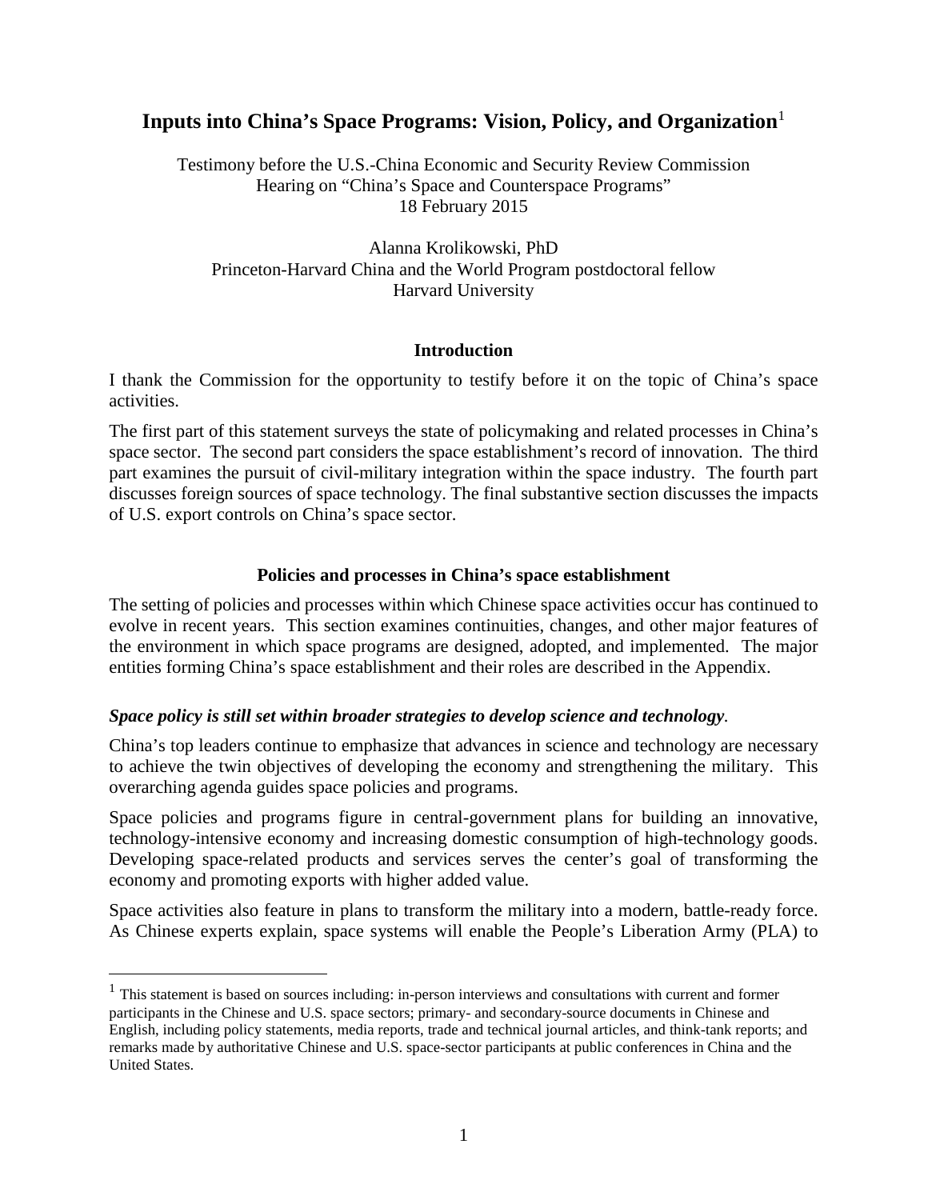# Inputs into China's Space Programs: Vision, Policy, and Organization[1]

Testimony before the U.S.-China Economic and Security Review Commission
Hearing on "China's Space and Counterspace Programs"
18 February 2015

Alanna Krolikowski, PhD
Princeton-Harvard China and the World Program postdoctoral fellow
Harvard University

## Introduction

I thank the Commission for the opportunity to testify before it on the topic of China's space activities.

The first part of this statement surveys the state of policymaking and related processes in China's space sector. The second part considers the space establishment's record of innovation. The third part examines the pursuit of civil-military integration within the space industry. The fourth part discusses foreign sources of space technology. The final substantive section discusses the impacts of U.S. export controls on China's space sector.

## Policies and processes in China's space establishment

The setting of policies and processes within which Chinese space activities occur has continued to evolve in recent years. This section examines continuities, changes, and other major features of the environment in which space programs are designed, adopted, and implemented. The major entities forming China's space establishment and their roles are described in the Appendix.

### *Space policy is still set within broader strategies to develop science and technology.*

China's top leaders continue to emphasize that advances in science and technology are necessary to achieve the twin objectives of developing the economy and strengthening the military. This overarching agenda guides space policies and programs.

Space policies and programs figure in central-government plans for building an innovative, technology-intensive economy and increasing domestic consumption of high-technology goods. Developing space-related products and services serves the center's goal of transforming the economy and promoting exports with higher added value.

Space activities also feature in plans to transform the military into a modern, battle-ready force. As Chinese experts explain, space systems will enable the People's Liberation Army (PLA) to

---

[1] This statement is based on sources including: in-person interviews and consultations with current and former participants in the Chinese and U.S. space sectors; primary- and secondary-source documents in Chinese and English, including policy statements, media reports, trade and technical journal articles, and think-tank reports; and remarks made by authoritative Chinese and U.S. space-sector participants at public conferences in China and the United States.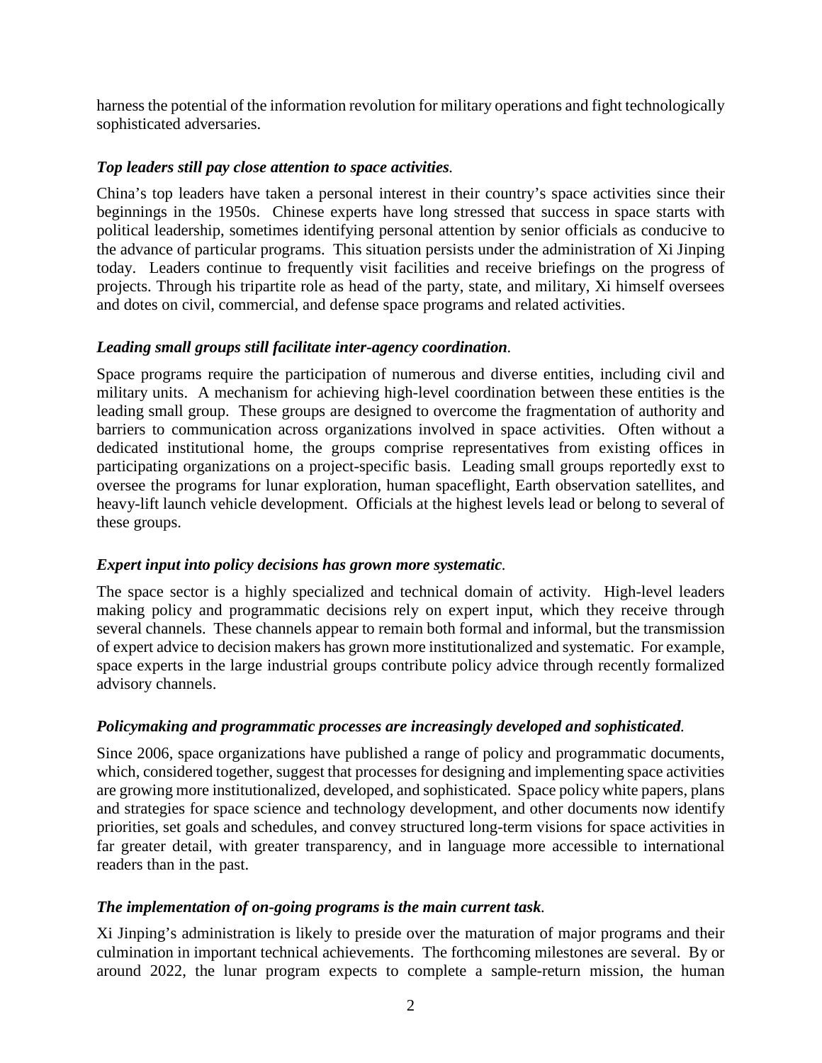harness the potential of the information revolution for military operations and fight technologically sophisticated adversaries.

***Top leaders still pay close attention to space activities.***

China's top leaders have taken a personal interest in their country's space activities since their beginnings in the 1950s. Chinese experts have long stressed that success in space starts with political leadership, sometimes identifying personal attention by senior officials as conducive to the advance of particular programs. This situation persists under the administration of Xi Jinping today. Leaders continue to frequently visit facilities and receive briefings on the progress of projects. Through his tripartite role as head of the party, state, and military, Xi himself oversees and dotes on civil, commercial, and defense space programs and related activities.

***Leading small groups still facilitate inter-agency coordination.***

Space programs require the participation of numerous and diverse entities, including civil and military units. A mechanism for achieving high-level coordination between these entities is the leading small group. These groups are designed to overcome the fragmentation of authority and barriers to communication across organizations involved in space activities. Often without a dedicated institutional home, the groups comprise representatives from existing offices in participating organizations on a project-specific basis. Leading small groups reportedly exst to oversee the programs for lunar exploration, human spaceflight, Earth observation satellites, and heavy-lift launch vehicle development. Officials at the highest levels lead or belong to several of these groups.

***Expert input into policy decisions has grown more systematic.***

The space sector is a highly specialized and technical domain of activity. High-level leaders making policy and programmatic decisions rely on expert input, which they receive through several channels. These channels appear to remain both formal and informal, but the transmission of expert advice to decision makers has grown more institutionalized and systematic. For example, space experts in the large industrial groups contribute policy advice through recently formalized advisory channels.

***Policymaking and programmatic processes are increasingly developed and sophisticated.***

Since 2006, space organizations have published a range of policy and programmatic documents, which, considered together, suggest that processes for designing and implementing space activities are growing more institutionalized, developed, and sophisticated. Space policy white papers, plans and strategies for space science and technology development, and other documents now identify priorities, set goals and schedules, and convey structured long-term visions for space activities in far greater detail, with greater transparency, and in language more accessible to international readers than in the past.

***The implementation of on-going programs is the main current task.***

Xi Jinping's administration is likely to preside over the maturation of major programs and their culmination in important technical achievements. The forthcoming milestones are several. By or around 2022, the lunar program expects to complete a sample-return mission, the human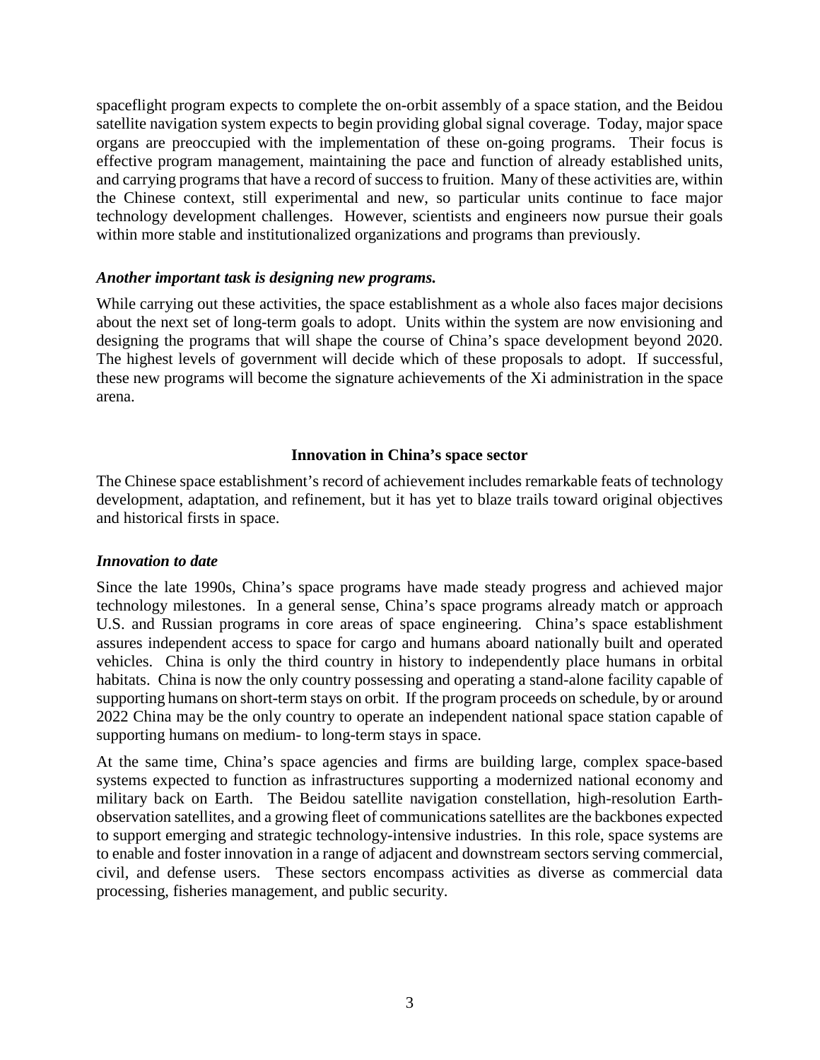spaceflight program expects to complete the on-orbit assembly of a space station, and the Beidou satellite navigation system expects to begin providing global signal coverage. Today, major space organs are preoccupied with the implementation of these on-going programs. Their focus is effective program management, maintaining the pace and function of already established units, and carrying programs that have a record of success to fruition. Many of these activities are, within the Chinese context, still experimental and new, so particular units continue to face major technology development challenges. However, scientists and engineers now pursue their goals within more stable and institutionalized organizations and programs than previously.

***Another important task is designing new programs.***

While carrying out these activities, the space establishment as a whole also faces major decisions about the next set of long-term goals to adopt. Units within the system are now envisioning and designing the programs that will shape the course of China's space development beyond 2020. The highest levels of government will decide which of these proposals to adopt. If successful, these new programs will become the signature achievements of the Xi administration in the space arena.

## Innovation in China's space sector

The Chinese space establishment's record of achievement includes remarkable feats of technology development, adaptation, and refinement, but it has yet to blaze trails toward original objectives and historical firsts in space.

***Innovation to date***

Since the late 1990s, China's space programs have made steady progress and achieved major technology milestones. In a general sense, China's space programs already match or approach U.S. and Russian programs in core areas of space engineering. China's space establishment assures independent access to space for cargo and humans aboard nationally built and operated vehicles. China is only the third country in history to independently place humans in orbital habitats. China is now the only country possessing and operating a stand-alone facility capable of supporting humans on short-term stays on orbit. If the program proceeds on schedule, by or around 2022 China may be the only country to operate an independent national space station capable of supporting humans on medium- to long-term stays in space.

At the same time, China's space agencies and firms are building large, complex space-based systems expected to function as infrastructures supporting a modernized national economy and military back on Earth. The Beidou satellite navigation constellation, high-resolution Earth-observation satellites, and a growing fleet of communications satellites are the backbones expected to support emerging and strategic technology-intensive industries. In this role, space systems are to enable and foster innovation in a range of adjacent and downstream sectors serving commercial, civil, and defense users. These sectors encompass activities as diverse as commercial data processing, fisheries management, and public security.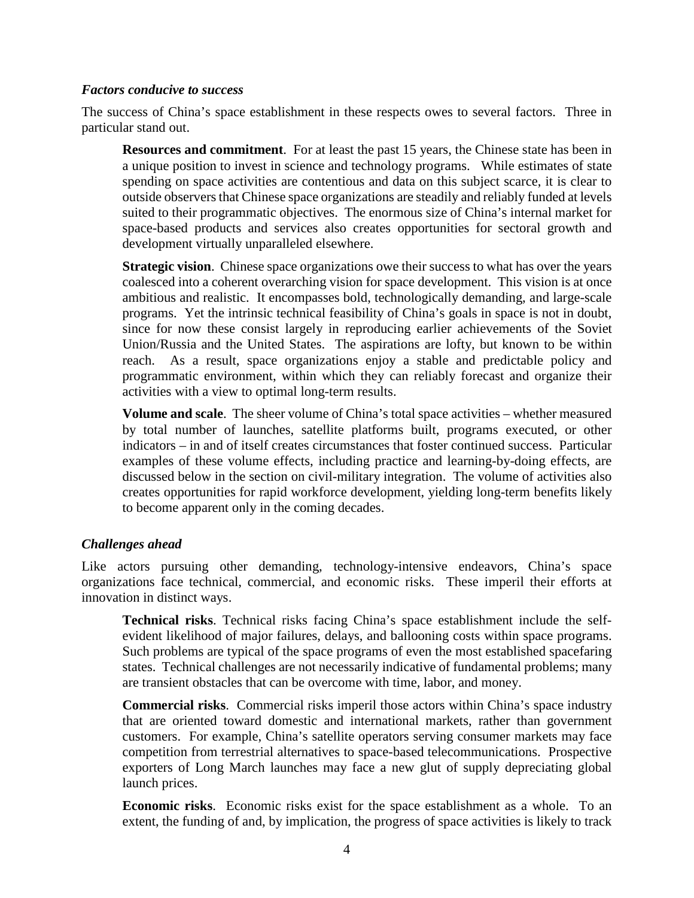### *Factors conducive to success*

The success of China's space establishment in these respects owes to several factors. Three in particular stand out.

**Resources and commitment**. For at least the past 15 years, the Chinese state has been in a unique position to invest in science and technology programs. While estimates of state spending on space activities are contentious and data on this subject scarce, it is clear to outside observers that Chinese space organizations are steadily and reliably funded at levels suited to their programmatic objectives. The enormous size of China's internal market for space-based products and services also creates opportunities for sectoral growth and development virtually unparalleled elsewhere.

**Strategic vision**. Chinese space organizations owe their success to what has over the years coalesced into a coherent overarching vision for space development. This vision is at once ambitious and realistic. It encompasses bold, technologically demanding, and large-scale programs. Yet the intrinsic technical feasibility of China's goals in space is not in doubt, since for now these consist largely in reproducing earlier achievements of the Soviet Union/Russia and the United States. The aspirations are lofty, but known to be within reach. As a result, space organizations enjoy a stable and predictable policy and programmatic environment, within which they can reliably forecast and organize their activities with a view to optimal long-term results.

**Volume and scale**. The sheer volume of China's total space activities – whether measured by total number of launches, satellite platforms built, programs executed, or other indicators – in and of itself creates circumstances that foster continued success. Particular examples of these volume effects, including practice and learning-by-doing effects, are discussed below in the section on civil-military integration. The volume of activities also creates opportunities for rapid workforce development, yielding long-term benefits likely to become apparent only in the coming decades.

### *Challenges ahead*

Like actors pursuing other demanding, technology-intensive endeavors, China's space organizations face technical, commercial, and economic risks. These imperil their efforts at innovation in distinct ways.

**Technical risks**. Technical risks facing China's space establishment include the self-evident likelihood of major failures, delays, and ballooning costs within space programs. Such problems are typical of the space programs of even the most established spacefaring states. Technical challenges are not necessarily indicative of fundamental problems; many are transient obstacles that can be overcome with time, labor, and money.

**Commercial risks**. Commercial risks imperil those actors within China's space industry that are oriented toward domestic and international markets, rather than government customers. For example, China's satellite operators serving consumer markets may face competition from terrestrial alternatives to space-based telecommunications. Prospective exporters of Long March launches may face a new glut of supply depreciating global launch prices.

**Economic risks**. Economic risks exist for the space establishment as a whole. To an extent, the funding of and, by implication, the progress of space activities is likely to track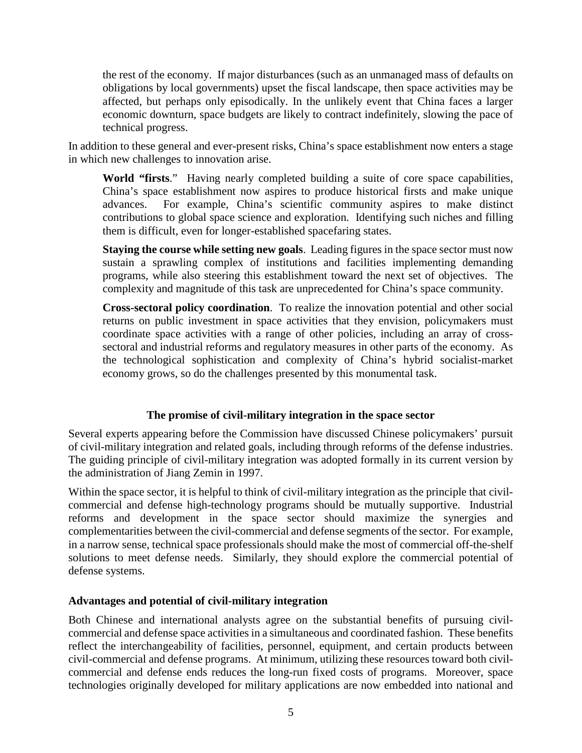the rest of the economy. If major disturbances (such as an unmanaged mass of defaults on obligations by local governments) upset the fiscal landscape, then space activities may be affected, but perhaps only episodically. In the unlikely event that China faces a larger economic downturn, space budgets are likely to contract indefinitely, slowing the pace of technical progress.

In addition to these general and ever-present risks, China's space establishment now enters a stage in which new challenges to innovation arise.

**World "firsts**." Having nearly completed building a suite of core space capabilities, China's space establishment now aspires to produce historical firsts and make unique advances. For example, China's scientific community aspires to make distinct contributions to global space science and exploration. Identifying such niches and filling them is difficult, even for longer-established spacefaring states.

**Staying the course while setting new goals**. Leading figures in the space sector must now sustain a sprawling complex of institutions and facilities implementing demanding programs, while also steering this establishment toward the next set of objectives. The complexity and magnitude of this task are unprecedented for China's space community.

**Cross-sectoral policy coordination**. To realize the innovation potential and other social returns on public investment in space activities that they envision, policymakers must coordinate space activities with a range of other policies, including an array of cross-sectoral and industrial reforms and regulatory measures in other parts of the economy. As the technological sophistication and complexity of China's hybrid socialist-market economy grows, so do the challenges presented by this monumental task.

## The promise of civil-military integration in the space sector

Several experts appearing before the Commission have discussed Chinese policymakers' pursuit of civil-military integration and related goals, including through reforms of the defense industries. The guiding principle of civil-military integration was adopted formally in its current version by the administration of Jiang Zemin in 1997.

Within the space sector, it is helpful to think of civil-military integration as the principle that civil-commercial and defense high-technology programs should be mutually supportive. Industrial reforms and development in the space sector should maximize the synergies and complementarities between the civil-commercial and defense segments of the sector. For example, in a narrow sense, technical space professionals should make the most of commercial off-the-shelf solutions to meet defense needs. Similarly, they should explore the commercial potential of defense systems.

### Advantages and potential of civil-military integration

Both Chinese and international analysts agree on the substantial benefits of pursuing civil-commercial and defense space activities in a simultaneous and coordinated fashion. These benefits reflect the interchangeability of facilities, personnel, equipment, and certain products between civil-commercial and defense programs. At minimum, utilizing these resources toward both civil-commercial and defense ends reduces the long-run fixed costs of programs. Moreover, space technologies originally developed for military applications are now embedded into national and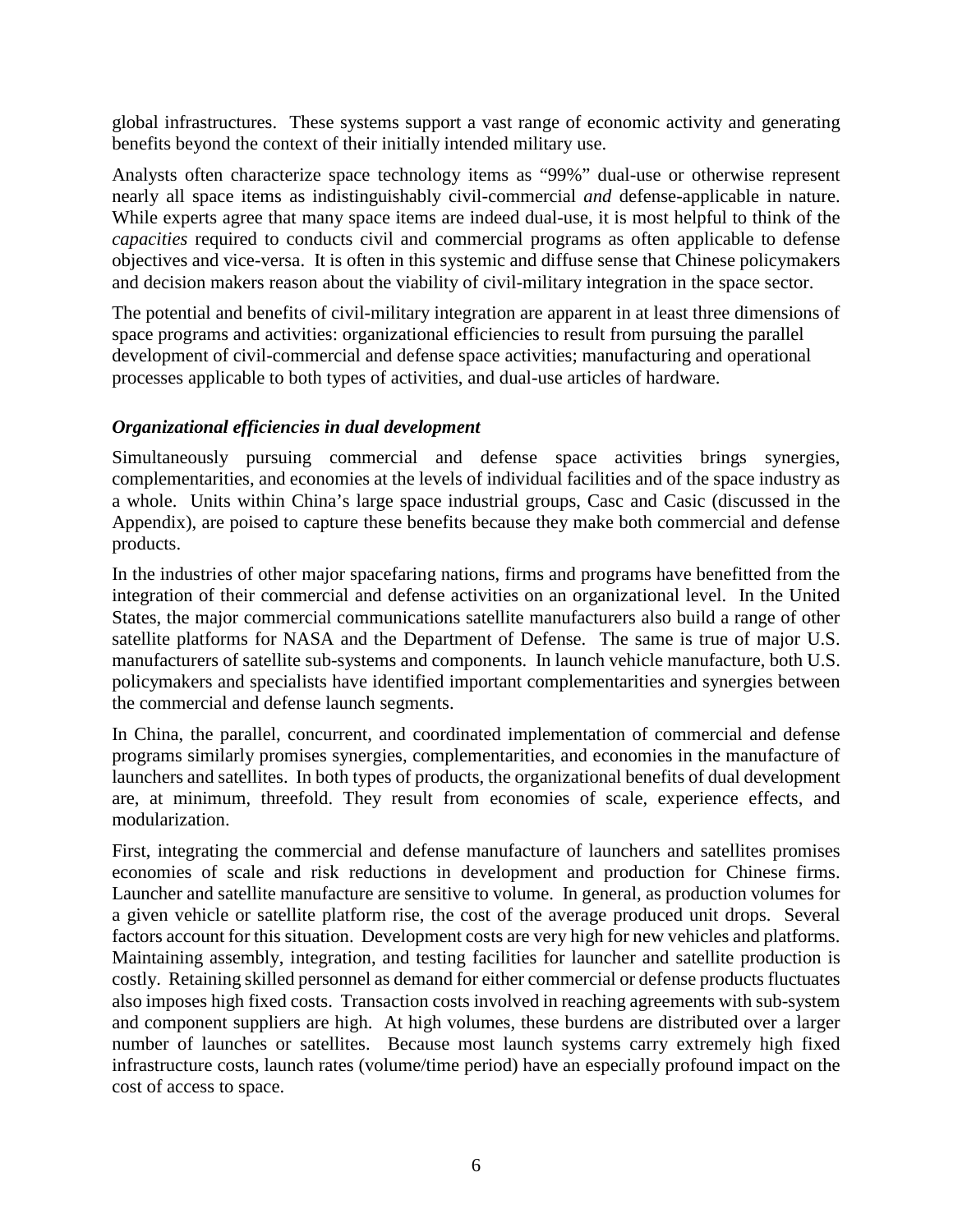global infrastructures. These systems support a vast range of economic activity and generating benefits beyond the context of their initially intended military use.

Analysts often characterize space technology items as "99%" dual-use or otherwise represent nearly all space items as indistinguishably civil-commercial *and* defense-applicable in nature. While experts agree that many space items are indeed dual-use, it is most helpful to think of the *capacities* required to conducts civil and commercial programs as often applicable to defense objectives and vice-versa. It is often in this systemic and diffuse sense that Chinese policymakers and decision makers reason about the viability of civil-military integration in the space sector.

The potential and benefits of civil-military integration are apparent in at least three dimensions of space programs and activities: organizational efficiencies to result from pursuing the parallel development of civil-commercial and defense space activities; manufacturing and operational processes applicable to both types of activities, and dual-use articles of hardware.

### *Organizational efficiencies in dual development*

Simultaneously pursuing commercial and defense space activities brings synergies, complementarities, and economies at the levels of individual facilities and of the space industry as a whole. Units within China's large space industrial groups, Casc and Casic (discussed in the Appendix), are poised to capture these benefits because they make both commercial and defense products.

In the industries of other major spacefaring nations, firms and programs have benefitted from the integration of their commercial and defense activities on an organizational level. In the United States, the major commercial communications satellite manufacturers also build a range of other satellite platforms for NASA and the Department of Defense. The same is true of major U.S. manufacturers of satellite sub-systems and components. In launch vehicle manufacture, both U.S. policymakers and specialists have identified important complementarities and synergies between the commercial and defense launch segments.

In China, the parallel, concurrent, and coordinated implementation of commercial and defense programs similarly promises synergies, complementarities, and economies in the manufacture of launchers and satellites. In both types of products, the organizational benefits of dual development are, at minimum, threefold. They result from economies of scale, experience effects, and modularization.

First, integrating the commercial and defense manufacture of launchers and satellites promises economies of scale and risk reductions in development and production for Chinese firms. Launcher and satellite manufacture are sensitive to volume. In general, as production volumes for a given vehicle or satellite platform rise, the cost of the average produced unit drops. Several factors account for this situation. Development costs are very high for new vehicles and platforms. Maintaining assembly, integration, and testing facilities for launcher and satellite production is costly. Retaining skilled personnel as demand for either commercial or defense products fluctuates also imposes high fixed costs. Transaction costs involved in reaching agreements with sub-system and component suppliers are high. At high volumes, these burdens are distributed over a larger number of launches or satellites. Because most launch systems carry extremely high fixed infrastructure costs, launch rates (volume/time period) have an especially profound impact on the cost of access to space.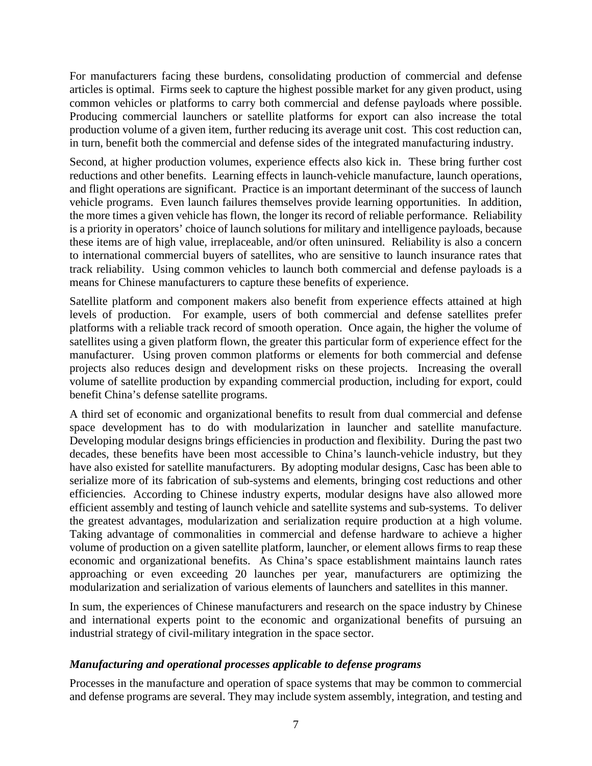For manufacturers facing these burdens, consolidating production of commercial and defense articles is optimal. Firms seek to capture the highest possible market for any given product, using common vehicles or platforms to carry both commercial and defense payloads where possible. Producing commercial launchers or satellite platforms for export can also increase the total production volume of a given item, further reducing its average unit cost. This cost reduction can, in turn, benefit both the commercial and defense sides of the integrated manufacturing industry.

Second, at higher production volumes, experience effects also kick in. These bring further cost reductions and other benefits. Learning effects in launch-vehicle manufacture, launch operations, and flight operations are significant. Practice is an important determinant of the success of launch vehicle programs. Even launch failures themselves provide learning opportunities. In addition, the more times a given vehicle has flown, the longer its record of reliable performance. Reliability is a priority in operators' choice of launch solutions for military and intelligence payloads, because these items are of high value, irreplaceable, and/or often uninsured. Reliability is also a concern to international commercial buyers of satellites, who are sensitive to launch insurance rates that track reliability. Using common vehicles to launch both commercial and defense payloads is a means for Chinese manufacturers to capture these benefits of experience.

Satellite platform and component makers also benefit from experience effects attained at high levels of production. For example, users of both commercial and defense satellites prefer platforms with a reliable track record of smooth operation. Once again, the higher the volume of satellites using a given platform flown, the greater this particular form of experience effect for the manufacturer. Using proven common platforms or elements for both commercial and defense projects also reduces design and development risks on these projects. Increasing the overall volume of satellite production by expanding commercial production, including for export, could benefit China's defense satellite programs.

A third set of economic and organizational benefits to result from dual commercial and defense space development has to do with modularization in launcher and satellite manufacture. Developing modular designs brings efficiencies in production and flexibility. During the past two decades, these benefits have been most accessible to China's launch-vehicle industry, but they have also existed for satellite manufacturers. By adopting modular designs, Casc has been able to serialize more of its fabrication of sub-systems and elements, bringing cost reductions and other efficiencies. According to Chinese industry experts, modular designs have also allowed more efficient assembly and testing of launch vehicle and satellite systems and sub-systems. To deliver the greatest advantages, modularization and serialization require production at a high volume. Taking advantage of commonalities in commercial and defense hardware to achieve a higher volume of production on a given satellite platform, launcher, or element allows firms to reap these economic and organizational benefits. As China's space establishment maintains launch rates approaching or even exceeding 20 launches per year, manufacturers are optimizing the modularization and serialization of various elements of launchers and satellites in this manner.

In sum, the experiences of Chinese manufacturers and research on the space industry by Chinese and international experts point to the economic and organizational benefits of pursuing an industrial strategy of civil-military integration in the space sector.

### *Manufacturing and operational processes applicable to defense programs*

Processes in the manufacture and operation of space systems that may be common to commercial and defense programs are several. They may include system assembly, integration, and testing and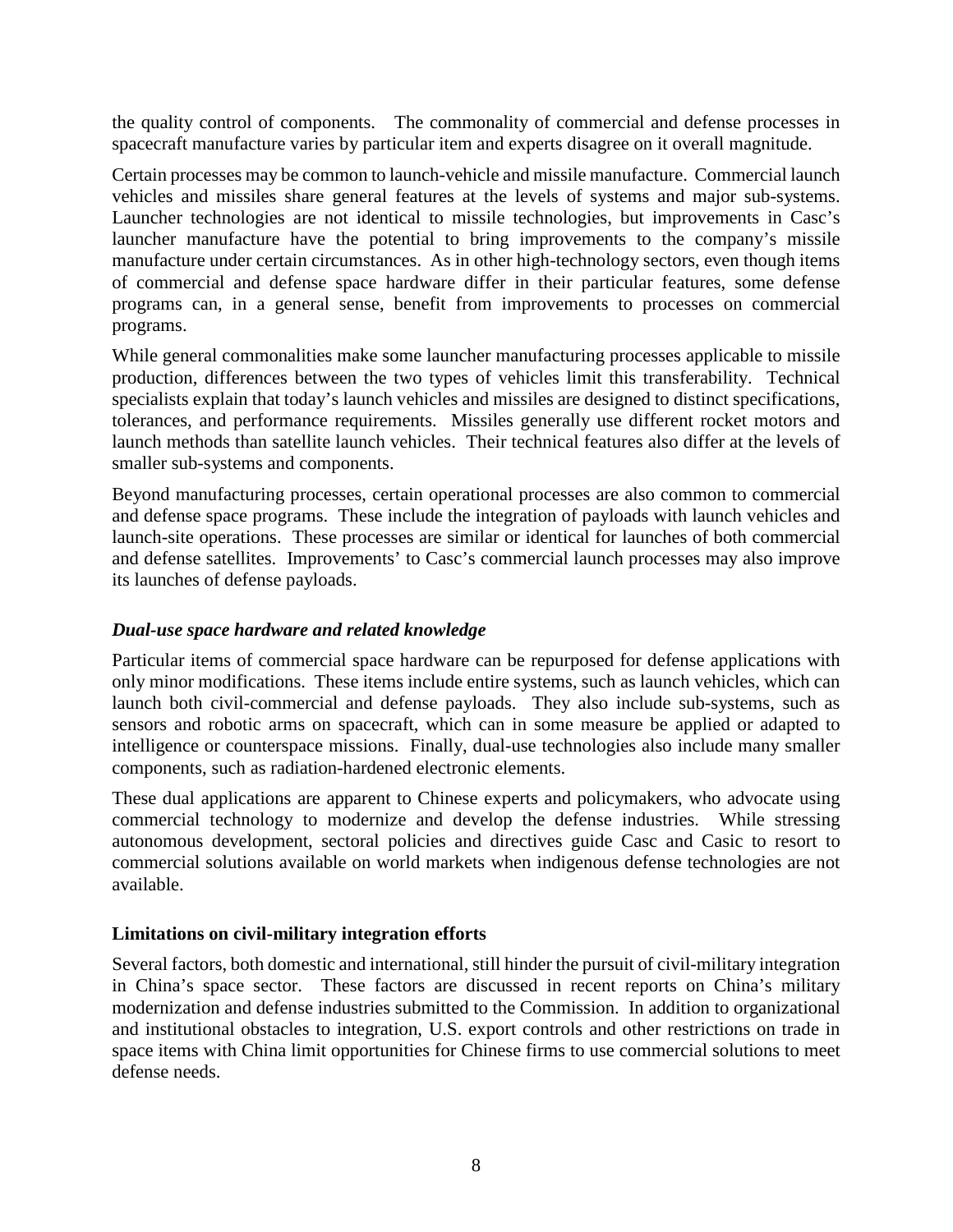the quality control of components. The commonality of commercial and defense processes in spacecraft manufacture varies by particular item and experts disagree on it overall magnitude.

Certain processes may be common to launch-vehicle and missile manufacture. Commercial launch vehicles and missiles share general features at the levels of systems and major sub-systems. Launcher technologies are not identical to missile technologies, but improvements in Casc's launcher manufacture have the potential to bring improvements to the company's missile manufacture under certain circumstances. As in other high-technology sectors, even though items of commercial and defense space hardware differ in their particular features, some defense programs can, in a general sense, benefit from improvements to processes on commercial programs.

While general commonalities make some launcher manufacturing processes applicable to missile production, differences between the two types of vehicles limit this transferability. Technical specialists explain that today's launch vehicles and missiles are designed to distinct specifications, tolerances, and performance requirements. Missiles generally use different rocket motors and launch methods than satellite launch vehicles. Their technical features also differ at the levels of smaller sub-systems and components.

Beyond manufacturing processes, certain operational processes are also common to commercial and defense space programs. These include the integration of payloads with launch vehicles and launch-site operations. These processes are similar or identical for launches of both commercial and defense satellites. Improvements' to Casc's commercial launch processes may also improve its launches of defense payloads.

### *Dual-use space hardware and related knowledge*

Particular items of commercial space hardware can be repurposed for defense applications with only minor modifications. These items include entire systems, such as launch vehicles, which can launch both civil-commercial and defense payloads. They also include sub-systems, such as sensors and robotic arms on spacecraft, which can in some measure be applied or adapted to intelligence or counterspace missions. Finally, dual-use technologies also include many smaller components, such as radiation-hardened electronic elements.

These dual applications are apparent to Chinese experts and policymakers, who advocate using commercial technology to modernize and develop the defense industries. While stressing autonomous development, sectoral policies and directives guide Casc and Casic to resort to commercial solutions available on world markets when indigenous defense technologies are not available.

## Limitations on civil-military integration efforts

Several factors, both domestic and international, still hinder the pursuit of civil-military integration in China's space sector. These factors are discussed in recent reports on China's military modernization and defense industries submitted to the Commission. In addition to organizational and institutional obstacles to integration, U.S. export controls and other restrictions on trade in space items with China limit opportunities for Chinese firms to use commercial solutions to meet defense needs.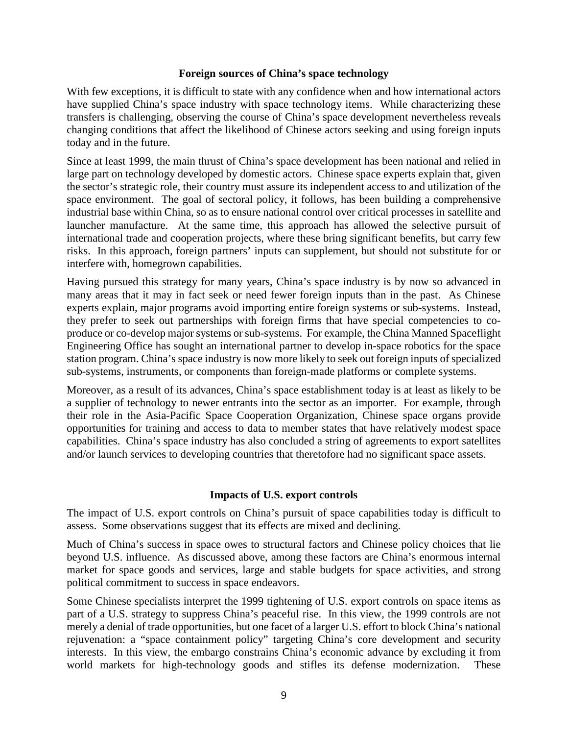## Foreign sources of China's space technology

With few exceptions, it is difficult to state with any confidence when and how international actors have supplied China's space industry with space technology items. While characterizing these transfers is challenging, observing the course of China's space development nevertheless reveals changing conditions that affect the likelihood of Chinese actors seeking and using foreign inputs today and in the future.

Since at least 1999, the main thrust of China's space development has been national and relied in large part on technology developed by domestic actors. Chinese space experts explain that, given the sector's strategic role, their country must assure its independent access to and utilization of the space environment. The goal of sectoral policy, it follows, has been building a comprehensive industrial base within China, so as to ensure national control over critical processes in satellite and launcher manufacture. At the same time, this approach has allowed the selective pursuit of international trade and cooperation projects, where these bring significant benefits, but carry few risks. In this approach, foreign partners' inputs can supplement, but should not substitute for or interfere with, homegrown capabilities.

Having pursued this strategy for many years, China's space industry is by now so advanced in many areas that it may in fact seek or need fewer foreign inputs than in the past. As Chinese experts explain, major programs avoid importing entire foreign systems or sub-systems. Instead, they prefer to seek out partnerships with foreign firms that have special competencies to co-produce or co-develop major systems or sub-systems. For example, the China Manned Spaceflight Engineering Office has sought an international partner to develop in-space robotics for the space station program. China's space industry is now more likely to seek out foreign inputs of specialized sub-systems, instruments, or components than foreign-made platforms or complete systems.

Moreover, as a result of its advances, China's space establishment today is at least as likely to be a supplier of technology to newer entrants into the sector as an importer. For example, through their role in the Asia-Pacific Space Cooperation Organization, Chinese space organs provide opportunities for training and access to data to member states that have relatively modest space capabilities. China's space industry has also concluded a string of agreements to export satellites and/or launch services to developing countries that theretofore had no significant space assets.

## Impacts of U.S. export controls

The impact of U.S. export controls on China's pursuit of space capabilities today is difficult to assess. Some observations suggest that its effects are mixed and declining.

Much of China's success in space owes to structural factors and Chinese policy choices that lie beyond U.S. influence. As discussed above, among these factors are China's enormous internal market for space goods and services, large and stable budgets for space activities, and strong political commitment to success in space endeavors.

Some Chinese specialists interpret the 1999 tightening of U.S. export controls on space items as part of a U.S. strategy to suppress China's peaceful rise. In this view, the 1999 controls are not merely a denial of trade opportunities, but one facet of a larger U.S. effort to block China's national rejuvenation: a "space containment policy" targeting China's core development and security interests. In this view, the embargo constrains China's economic advance by excluding it from world markets for high-technology goods and stifles its defense modernization. These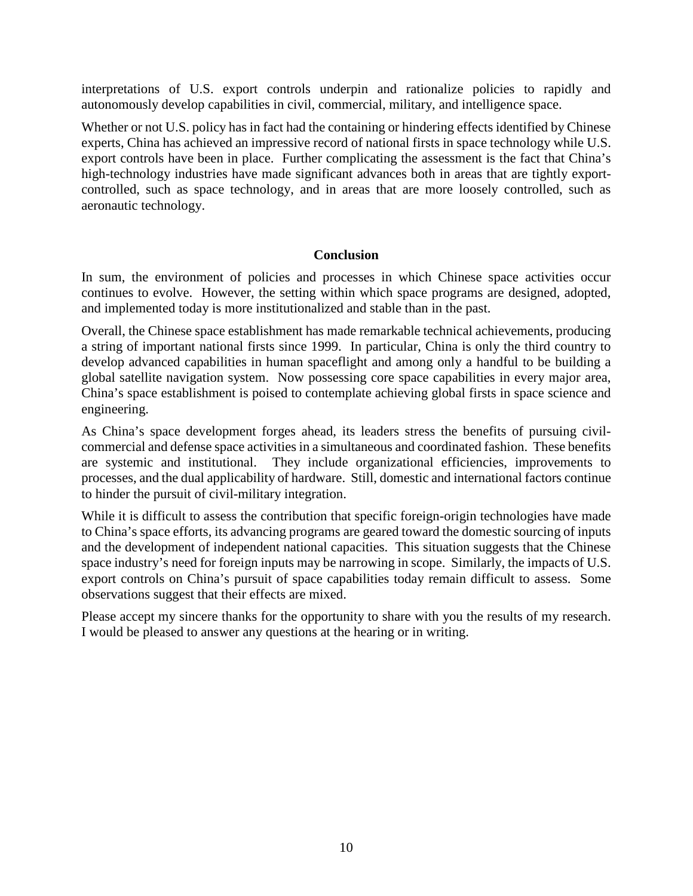interpretations of U.S. export controls underpin and rationalize policies to rapidly and autonomously develop capabilities in civil, commercial, military, and intelligence space.

Whether or not U.S. policy has in fact had the containing or hindering effects identified by Chinese experts, China has achieved an impressive record of national firsts in space technology while U.S. export controls have been in place. Further complicating the assessment is the fact that China's high-technology industries have made significant advances both in areas that are tightly export-controlled, such as space technology, and in areas that are more loosely controlled, such as aeronautic technology.

## Conclusion

In sum, the environment of policies and processes in which Chinese space activities occur continues to evolve. However, the setting within which space programs are designed, adopted, and implemented today is more institutionalized and stable than in the past.

Overall, the Chinese space establishment has made remarkable technical achievements, producing a string of important national firsts since 1999. In particular, China is only the third country to develop advanced capabilities in human spaceflight and among only a handful to be building a global satellite navigation system. Now possessing core space capabilities in every major area, China's space establishment is poised to contemplate achieving global firsts in space science and engineering.

As China's space development forges ahead, its leaders stress the benefits of pursuing civil-commercial and defense space activities in a simultaneous and coordinated fashion. These benefits are systemic and institutional. They include organizational efficiencies, improvements to processes, and the dual applicability of hardware. Still, domestic and international factors continue to hinder the pursuit of civil-military integration.

While it is difficult to assess the contribution that specific foreign-origin technologies have made to China's space efforts, its advancing programs are geared toward the domestic sourcing of inputs and the development of independent national capacities. This situation suggests that the Chinese space industry's need for foreign inputs may be narrowing in scope. Similarly, the impacts of U.S. export controls on China's pursuit of space capabilities today remain difficult to assess. Some observations suggest that their effects are mixed.

Please accept my sincere thanks for the opportunity to share with you the results of my research. I would be pleased to answer any questions at the hearing or in writing.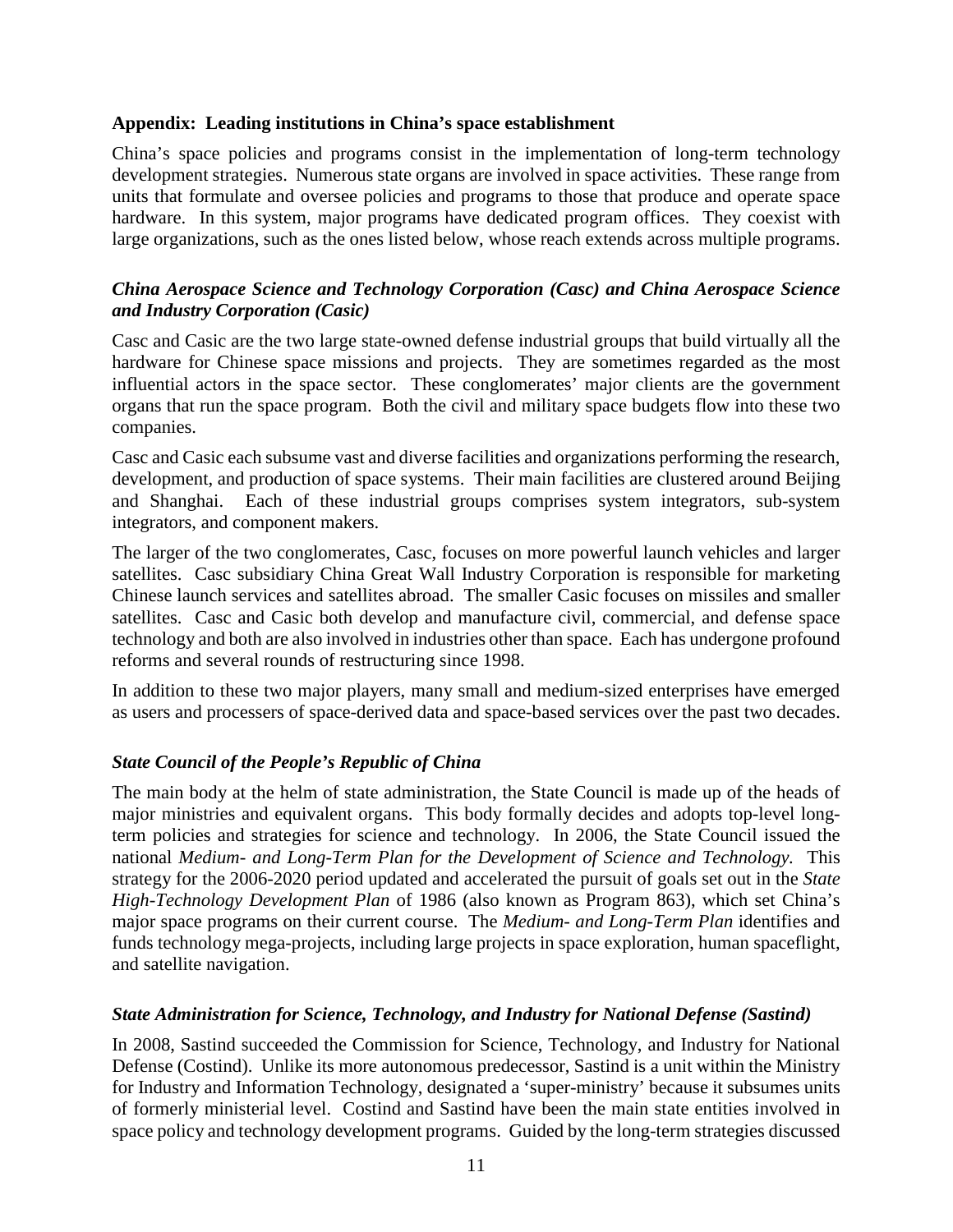## Appendix: Leading institutions in China's space establishment

China's space policies and programs consist in the implementation of long-term technology development strategies. Numerous state organs are involved in space activities. These range from units that formulate and oversee policies and programs to those that produce and operate space hardware. In this system, major programs have dedicated program offices. They coexist with large organizations, such as the ones listed below, whose reach extends across multiple programs.

### *China Aerospace Science and Technology Corporation (Casc) and China Aerospace Science and Industry Corporation (Casic)*

Casc and Casic are the two large state-owned defense industrial groups that build virtually all the hardware for Chinese space missions and projects. They are sometimes regarded as the most influential actors in the space sector. These conglomerates' major clients are the government organs that run the space program. Both the civil and military space budgets flow into these two companies.

Casc and Casic each subsume vast and diverse facilities and organizations performing the research, development, and production of space systems. Their main facilities are clustered around Beijing and Shanghai. Each of these industrial groups comprises system integrators, sub-system integrators, and component makers.

The larger of the two conglomerates, Casc, focuses on more powerful launch vehicles and larger satellites. Casc subsidiary China Great Wall Industry Corporation is responsible for marketing Chinese launch services and satellites abroad. The smaller Casic focuses on missiles and smaller satellites. Casc and Casic both develop and manufacture civil, commercial, and defense space technology and both are also involved in industries other than space. Each has undergone profound reforms and several rounds of restructuring since 1998.

In addition to these two major players, many small and medium-sized enterprises have emerged as users and processers of space-derived data and space-based services over the past two decades.

### *State Council of the People's Republic of China*

The main body at the helm of state administration, the State Council is made up of the heads of major ministries and equivalent organs. This body formally decides and adopts top-level long-term policies and strategies for science and technology. In 2006, the State Council issued the national *Medium- and Long-Term Plan for the Development of Science and Technology.* This strategy for the 2006-2020 period updated and accelerated the pursuit of goals set out in the *State High-Technology Development Plan* of 1986 (also known as Program 863), which set China's major space programs on their current course. The *Medium- and Long-Term Plan* identifies and funds technology mega-projects, including large projects in space exploration, human spaceflight, and satellite navigation.

### *State Administration for Science, Technology, and Industry for National Defense (Sastind)*

In 2008, Sastind succeeded the Commission for Science, Technology, and Industry for National Defense (Costind). Unlike its more autonomous predecessor, Sastind is a unit within the Ministry for Industry and Information Technology, designated a 'super-ministry' because it subsumes units of formerly ministerial level. Costind and Sastind have been the main state entities involved in space policy and technology development programs. Guided by the long-term strategies discussed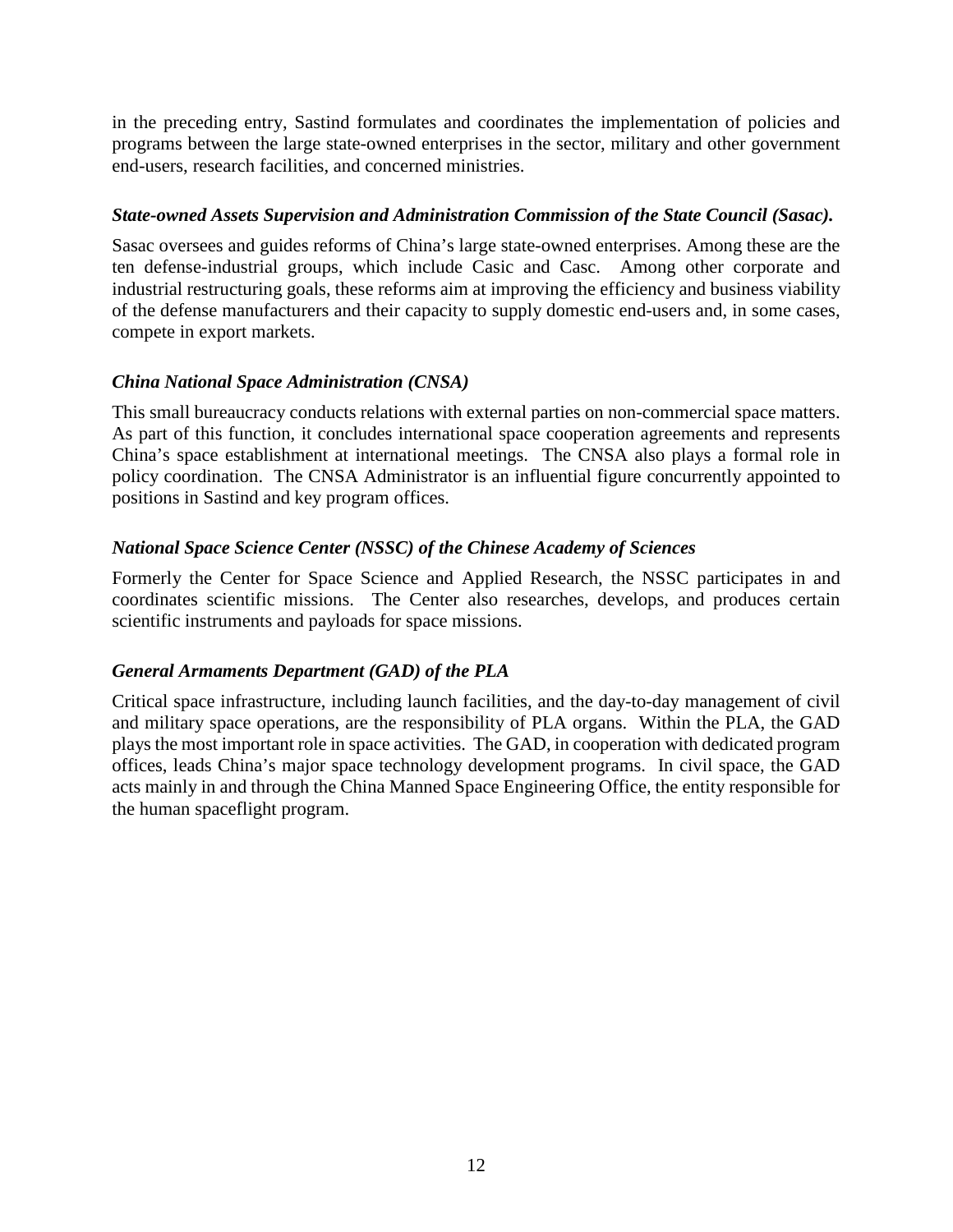in the preceding entry, Sastind formulates and coordinates the implementation of policies and programs between the large state-owned enterprises in the sector, military and other government end-users, research facilities, and concerned ministries.

### ***State-owned Assets Supervision and Administration Commission of the State Council (Sasac).***

Sasac oversees and guides reforms of China's large state-owned enterprises. Among these are the ten defense-industrial groups, which include Casic and Casc. Among other corporate and industrial restructuring goals, these reforms aim at improving the efficiency and business viability of the defense manufacturers and their capacity to supply domestic end-users and, in some cases, compete in export markets.

### ***China National Space Administration (CNSA)***

This small bureaucracy conducts relations with external parties on non-commercial space matters. As part of this function, it concludes international space cooperation agreements and represents China's space establishment at international meetings. The CNSA also plays a formal role in policy coordination. The CNSA Administrator is an influential figure concurrently appointed to positions in Sastind and key program offices.

### ***National Space Science Center (NSSC) of the Chinese Academy of Sciences***

Formerly the Center for Space Science and Applied Research, the NSSC participates in and coordinates scientific missions. The Center also researches, develops, and produces certain scientific instruments and payloads for space missions.

### ***General Armaments Department (GAD) of the PLA***

Critical space infrastructure, including launch facilities, and the day-to-day management of civil and military space operations, are the responsibility of PLA organs. Within the PLA, the GAD plays the most important role in space activities. The GAD, in cooperation with dedicated program offices, leads China's major space technology development programs. In civil space, the GAD acts mainly in and through the China Manned Space Engineering Office, the entity responsible for the human spaceflight program.